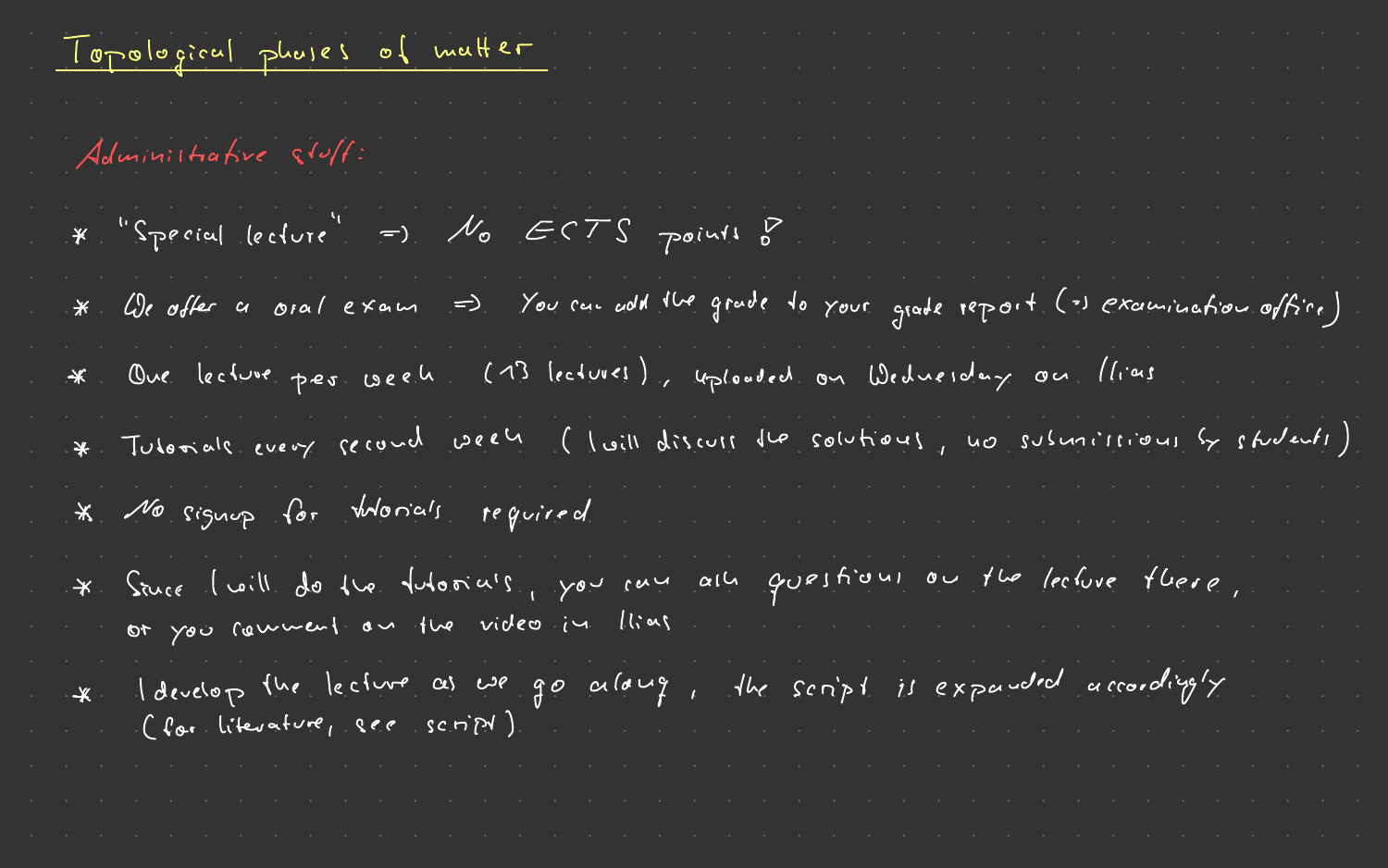# Topological phases of matter

## Administrative stuff:

* "Special lecture" ⇒ No ECTS points !
* We offer a oral exam ⇒ You can add the grade to your grade report (→ examination office)
* One lecture per week (13 lectures), uploaded on Wednesday on Ilias
* Tutorials every second week (I will discuss the solutions, no submissions by students)
* No signup for tutorials required
* Since I will do the tutorials, you can ask questions on the lecture there, or you comment on the video in Ilias
* I develop the lecture as we go along, the script is expanded accordingly (for literature, see script)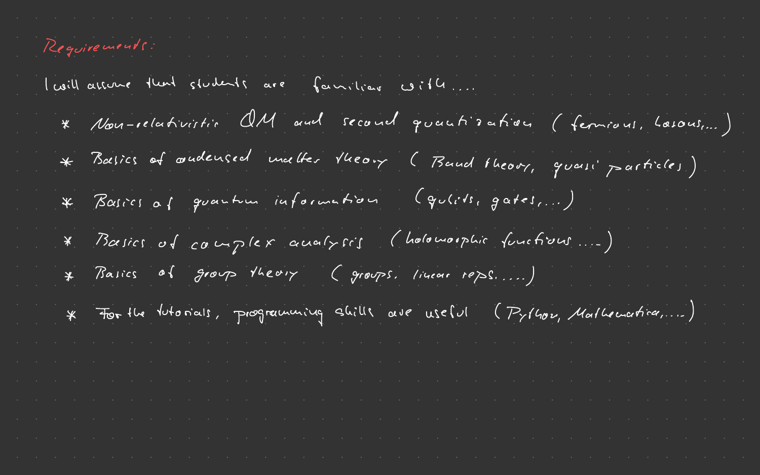## Requirements:

I will assume that students are familiar with....

* Non-relativistic QM and second quantization (fermions, bosons,...)
* Basics of condensed matter theory (Band theory, quasi particles)
* Basics of quantum information (qubits, gates,...)
* Basics of complex analysis (holomorphic functions ....)
* Basics of group theory (groups, linear reps.....)
* For the tutorials, programming skills are useful (Python, Mathematica,....)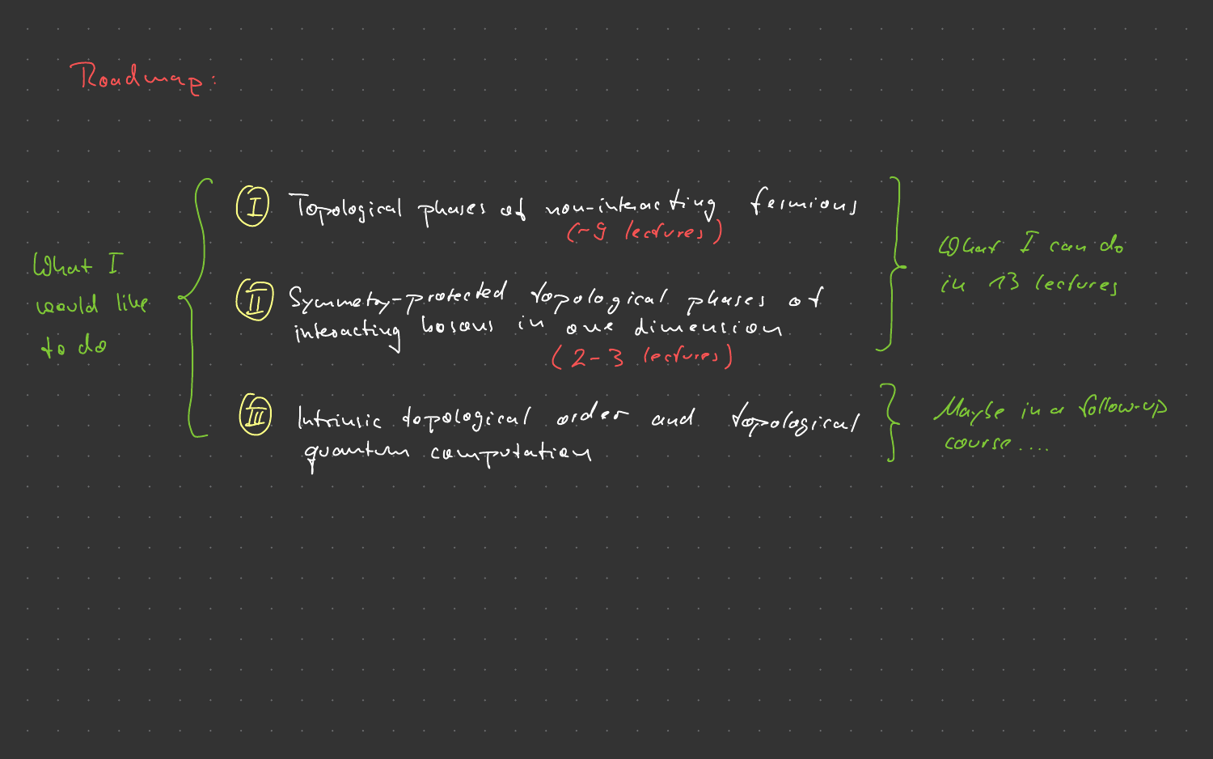# Roadmap:

What I would like to do:

- **I** Topological phases of non-interacting fermions (~9 lectures)
- **II** Symmetry-protected topological phases of interacting bosons in one dimension (2-3 lectures)

} What I can do in 13 lectures

- **III** Intrinsic topological order and topological quantum computation

} Maybe in a follow-up course....